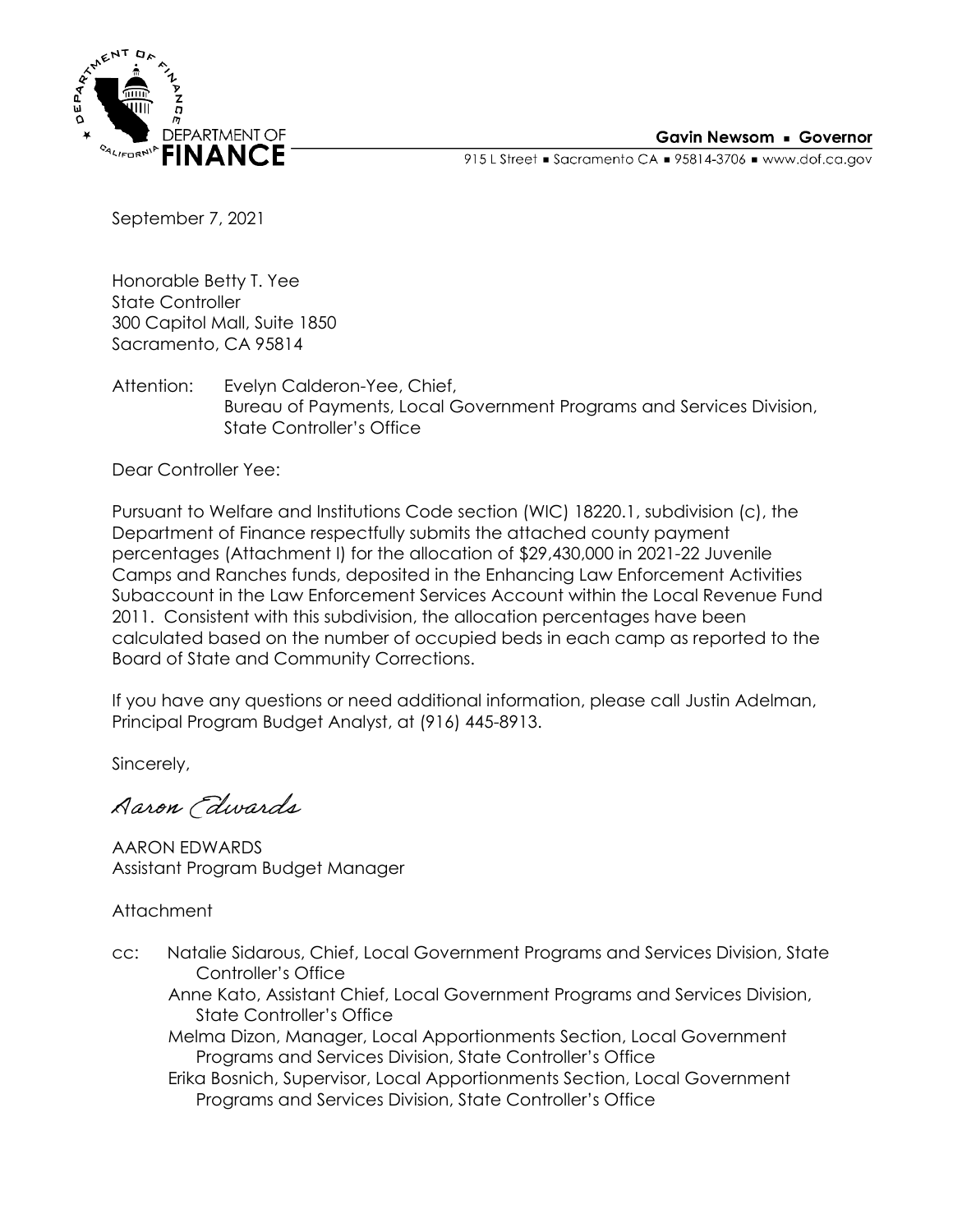DEPARTMENT OF FINANCE

**Gavin Newsom ▪ Governor**

915 L Street ▪ Sacramento CA ▪ 95814-3706 ▪ www.dof.ca.gov

September 7, 2021

Honorable Betty T. Yee
State Controller
300 Capitol Mall, Suite 1850
Sacramento, CA 95814

Attention: Evelyn Calderon-Yee, Chief,
Bureau of Payments, Local Government Programs and Services Division,
State Controller's Office

Dear Controller Yee:

Pursuant to Welfare and Institutions Code section (WIC) 18220.1, subdivision (c), the Department of Finance respectfully submits the attached county payment percentages (Attachment I) for the allocation of $29,430,000 in 2021-22 Juvenile Camps and Ranches funds, deposited in the Enhancing Law Enforcement Activities Subaccount in the Law Enforcement Services Account within the Local Revenue Fund 2011. Consistent with this subdivision, the allocation percentages have been calculated based on the number of occupied beds in each camp as reported to the Board of State and Community Corrections.

If you have any questions or need additional information, please call Justin Adelman, Principal Program Budget Analyst, at (916) 445-8913.

Sincerely,

*Aaron Edwards*

AARON EDWARDS
Assistant Program Budget Manager

Attachment

cc: Natalie Sidarous, Chief, Local Government Programs and Services Division, State Controller's Office
Anne Kato, Assistant Chief, Local Government Programs and Services Division, State Controller's Office
Melma Dizon, Manager, Local Apportionments Section, Local Government Programs and Services Division, State Controller's Office
Erika Bosnich, Supervisor, Local Apportionments Section, Local Government Programs and Services Division, State Controller's Office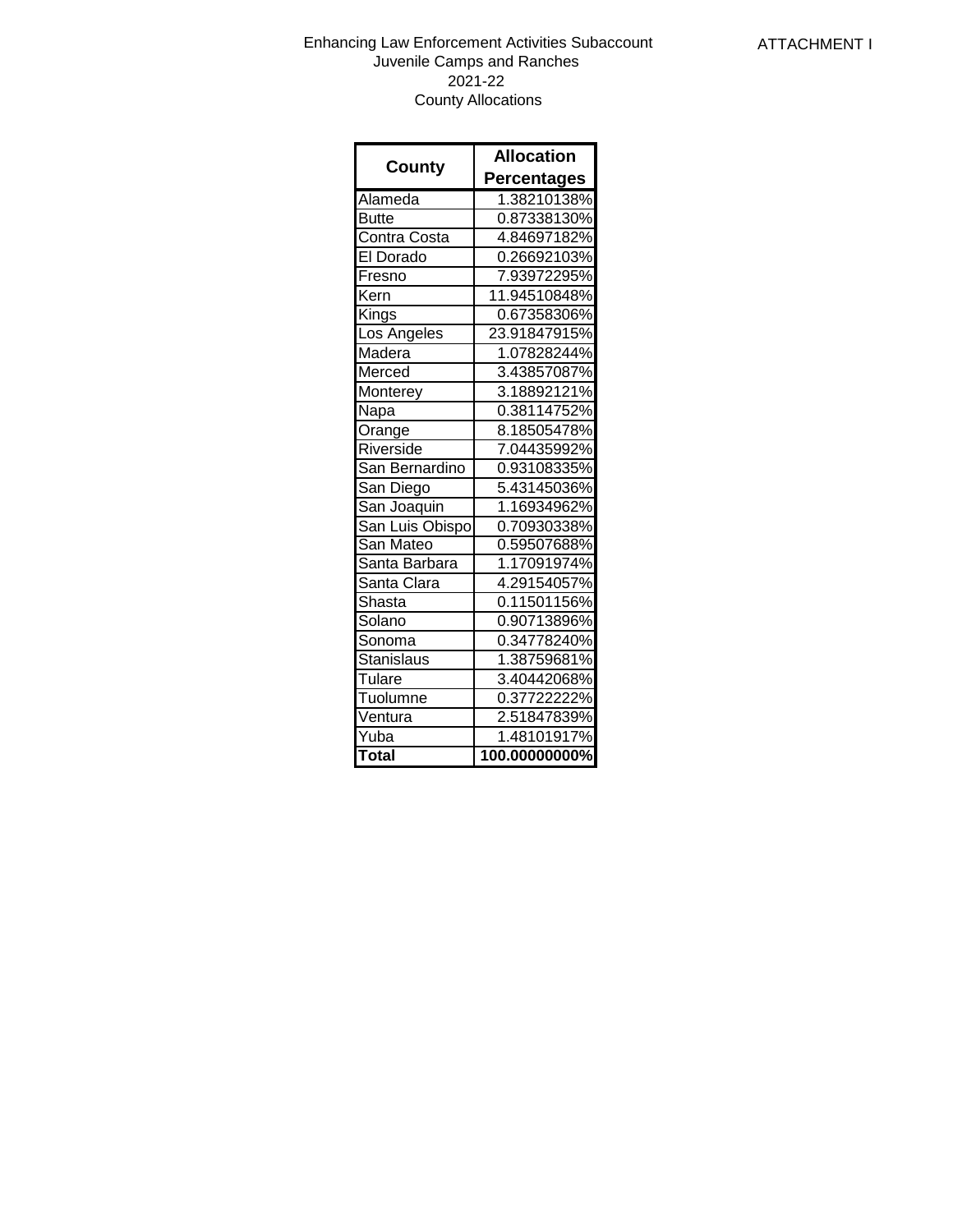ATTACHMENT I

Enhancing Law Enforcement Activities Subaccount
Juvenile Camps and Ranches
2021-22
County Allocations

| County | Allocation Percentages |
|---|---|
| Alameda | 1.38210138% |
| Butte | 0.87338130% |
| Contra Costa | 4.84697182% |
| El Dorado | 0.26692103% |
| Fresno | 7.93972295% |
| Kern | 11.94510848% |
| Kings | 0.67358306% |
| Los Angeles | 23.91847915% |
| Madera | 1.07828244% |
| Merced | 3.43857087% |
| Monterey | 3.18892121% |
| Napa | 0.38114752% |
| Orange | 8.18505478% |
| Riverside | 7.04435992% |
| San Bernardino | 0.93108335% |
| San Diego | 5.43145036% |
| San Joaquin | 1.16934962% |
| San Luis Obispo | 0.70930338% |
| San Mateo | 0.59507688% |
| Santa Barbara | 1.17091974% |
| Santa Clara | 4.29154057% |
| Shasta | 0.11501156% |
| Solano | 0.90713896% |
| Sonoma | 0.34778240% |
| Stanislaus | 1.38759681% |
| Tulare | 3.40442068% |
| Tuolumne | 0.37722222% |
| Ventura | 2.51847839% |
| Yuba | 1.48101917% |
| **Total** | **100.00000000%** |